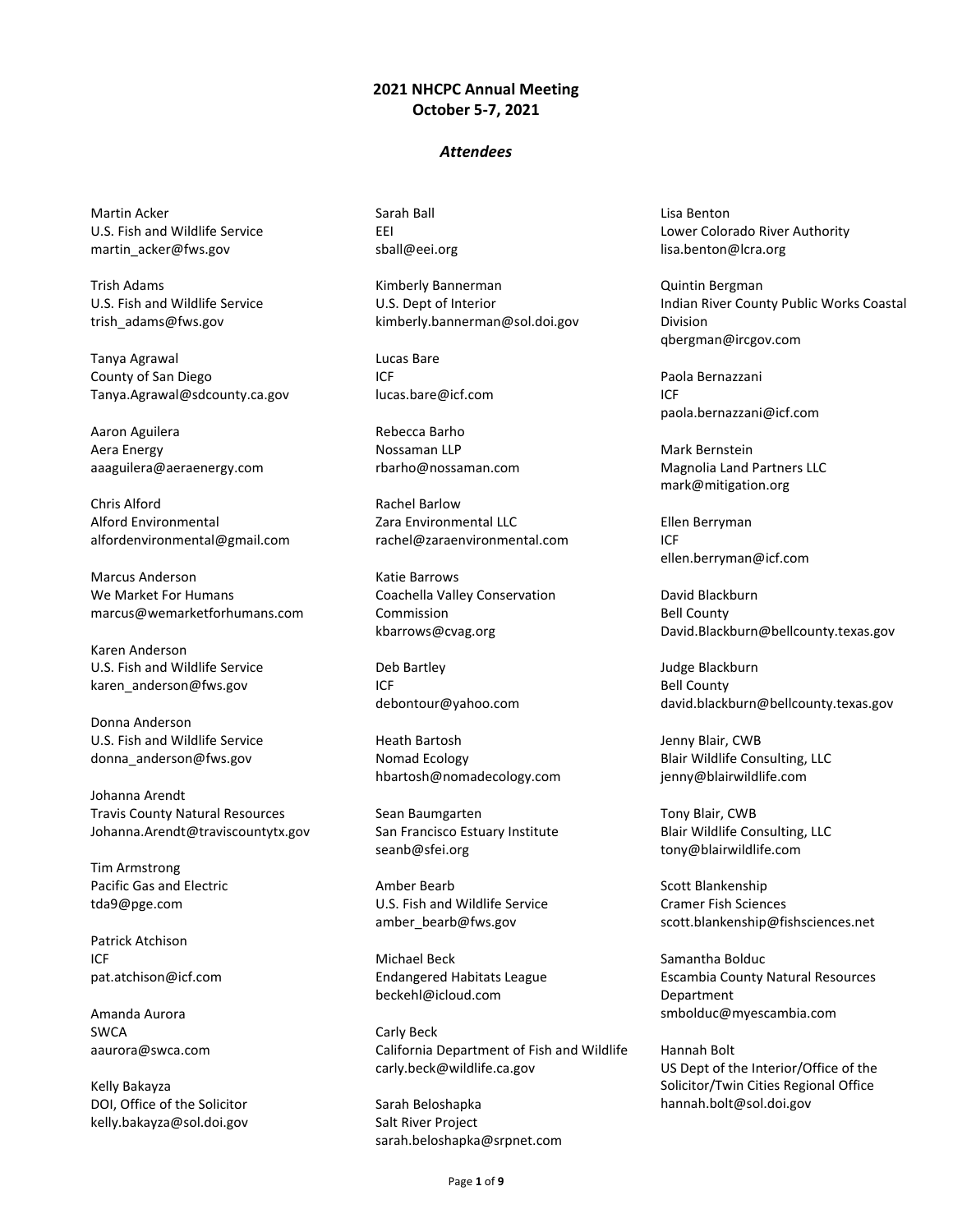## 2021 NHCPC Annual Meeting
## October 5-7, 2021

### *Attendees*

Martin Acker
U.S. Fish and Wildlife Service
martin_acker@fws.gov

Trish Adams
U.S. Fish and Wildlife Service
trish_adams@fws.gov

Tanya Agrawal
County of San Diego
Tanya.Agrawal@sdcounty.ca.gov

Aaron Aguilera
Aera Energy
aaaguilera@aeraenergy.com

Chris Alford
Alford Environmental
alfordenvironmental@gmail.com

Marcus Anderson
We Market For Humans
marcus@wemarketforhumans.com

Karen Anderson
U.S. Fish and Wildlife Service
karen_anderson@fws.gov

Donna Anderson
U.S. Fish and Wildlife Service
donna_anderson@fws.gov

Johanna Arendt
Travis County Natural Resources
Johanna.Arendt@traviscountytx.gov

Tim Armstrong
Pacific Gas and Electric
tda9@pge.com

Patrick Atchison
ICF
pat.atchison@icf.com

Amanda Aurora
SWCA
aaurora@swca.com

Kelly Bakayza
DOI, Office of the Solicitor
kelly.bakayza@sol.doi.gov

Sarah Ball
EEI
sball@eei.org

Kimberly Bannerman
U.S. Dept of Interior
kimberly.bannerman@sol.doi.gov

Lucas Bare
ICF
lucas.bare@icf.com

Rebecca Barho
Nossaman LLP
rbarho@nossaman.com

Rachel Barlow
Zara Environmental LLC
rachel@zaraenvironmental.com

Katie Barrows
Coachella Valley Conservation Commission
kbarrows@cvag.org

Deb Bartley
ICF
debontour@yahoo.com

Heath Bartosh
Nomad Ecology
hbartosh@nomadecology.com

Sean Baumgarten
San Francisco Estuary Institute
seanb@sfei.org

Amber Bearb
U.S. Fish and Wildlife Service
amber_bearb@fws.gov

Michael Beck
Endangered Habitats League
beckehl@icloud.com

Carly Beck
California Department of Fish and Wildlife
carly.beck@wildlife.ca.gov

Sarah Beloshapka
Salt River Project
sarah.beloshapka@srpnet.com

Lisa Benton
Lower Colorado River Authority
lisa.benton@lcra.org

Quintin Bergman
Indian River County Public Works Coastal Division
qbergman@ircgov.com

Paola Bernazzani
ICF
paola.bernazzani@icf.com

Mark Bernstein
Magnolia Land Partners LLC
mark@mitigation.org

Ellen Berryman
ICF
ellen.berryman@icf.com

David Blackburn
Bell County
David.Blackburn@bellcounty.texas.gov

Judge Blackburn
Bell County
david.blackburn@bellcounty.texas.gov

Jenny Blair, CWB
Blair Wildlife Consulting, LLC
jenny@blairwildlife.com

Tony Blair, CWB
Blair Wildlife Consulting, LLC
tony@blairwildlife.com

Scott Blankenship
Cramer Fish Sciences
scott.blankenship@fishsciences.net

Samantha Bolduc
Escambia County Natural Resources Department
smbolduc@myescambia.com

Hannah Bolt
US Dept of the Interior/Office of the Solicitor/Twin Cities Regional Office
hannah.bolt@sol.doi.gov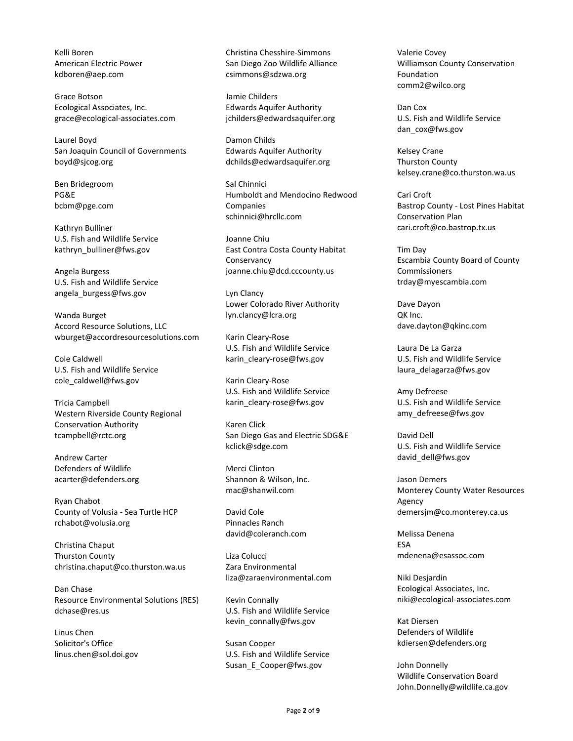Kelli Boren
American Electric Power
kdboren@aep.com

Grace Botson
Ecological Associates, Inc.
grace@ecological-associates.com

Laurel Boyd
San Joaquin Council of Governments
boyd@sjcog.org

Ben Bridegroom
PG&E
bcbm@pge.com

Kathryn Bulliner
U.S. Fish and Wildlife Service
kathryn_bulliner@fws.gov

Angela Burgess
U.S. Fish and Wildlife Service
angela_burgess@fws.gov

Wanda Burget
Accord Resource Solutions, LLC
wburget@accordresourcesolutions.com

Cole Caldwell
U.S. Fish and Wildlife Service
cole_caldwell@fws.gov

Tricia Campbell
Western Riverside County Regional Conservation Authority
tcampbell@rctc.org

Andrew Carter
Defenders of Wildlife
acarter@defenders.org

Ryan Chabot
County of Volusia - Sea Turtle HCP
rchabot@volusia.org

Christina Chaput
Thurston County
christina.chaput@co.thurston.wa.us

Dan Chase
Resource Environmental Solutions (RES)
dchase@res.us

Linus Chen
Solicitor's Office
linus.chen@sol.doi.gov

Christina Chesshire-Simmons
San Diego Zoo Wildlife Alliance
csimmons@sdzwa.org

Jamie Childers
Edwards Aquifer Authority
jchilders@edwardsaquifer.org

Damon Childs
Edwards Aquifer Authority
dchilds@edwardsaquifer.org

Sal Chinnici
Humboldt and Mendocino Redwood Companies
schinnici@hrcllc.com

Joanne Chiu
East Contra Costa County Habitat Conservancy
joanne.chiu@dcd.cccounty.us

Lyn Clancy
Lower Colorado River Authority
lyn.clancy@lcra.org

Karin Cleary-Rose
U.S. Fish and Wildlife Service
karin_cleary-rose@fws.gov

Karin Cleary-Rose
U.S. Fish and Wildlife Service
karin_cleary-rose@fws.gov

Karen Click
San Diego Gas and Electric SDG&E
kclick@sdge.com

Merci Clinton
Shannon & Wilson, Inc.
mac@shanwil.com

David Cole
Pinnacles Ranch
david@coleranch.com

Liza Colucci
Zara Environmental
liza@zaraenvironmental.com

Kevin Connally
U.S. Fish and Wildlife Service
kevin_connally@fws.gov

Susan Cooper
U.S. Fish and Wildlife Service
Susan_E_Cooper@fws.gov

Valerie Covey
Williamson County Conservation Foundation
comm2@wilco.org

Dan Cox
U.S. Fish and Wildlife Service
dan_cox@fws.gov

Kelsey Crane
Thurston County
kelsey.crane@co.thurston.wa.us

Cari Croft
Bastrop County - Lost Pines Habitat Conservation Plan
cari.croft@co.bastrop.tx.us

Tim Day
Escambia County Board of County Commissioners
trday@myescambia.com

Dave Dayon
QK Inc.
dave.dayton@qkinc.com

Laura De La Garza
U.S. Fish and Wildlife Service
laura_delagarza@fws.gov

Amy Defreese
U.S. Fish and Wildlife Service
amy_defreese@fws.gov

David Dell
U.S. Fish and Wildlife Service
david_dell@fws.gov

Jason Demers
Monterey County Water Resources Agency
demersjm@co.monterey.ca.us

Melissa Denena
ESA
mdenena@esassoc.com

Niki Desjardin
Ecological Associates, Inc.
niki@ecological-associates.com

Kat Diersen
Defenders of Wildlife
kdiersen@defenders.org

John Donnelly
Wildlife Conservation Board
John.Donnelly@wildlife.ca.gov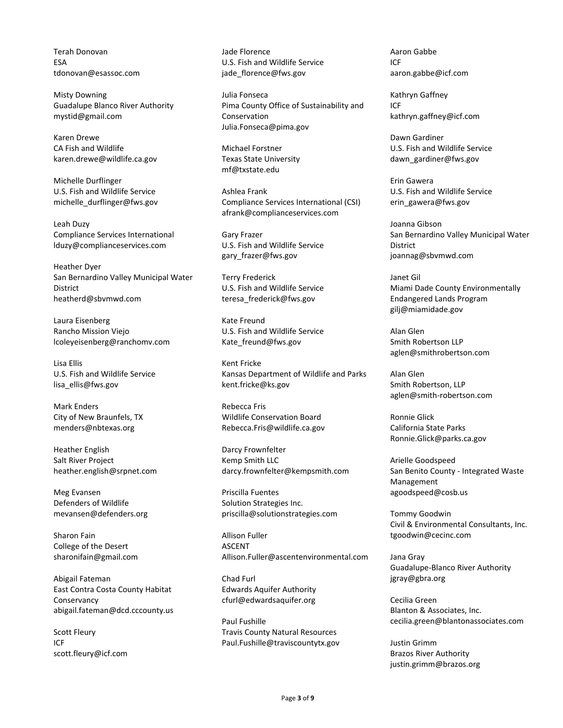Terah Donovan
ESA
tdonovan@esassoc.com

Misty Downing
Guadalupe Blanco River Authority
mystid@gmail.com

Karen Drewe
CA Fish and Wildlife
karen.drewe@wildlife.ca.gov

Michelle Durflinger
U.S. Fish and Wildlife Service
michelle_durflinger@fws.gov

Leah Duzy
Compliance Services International
lduzy@complianceservices.com

Heather Dyer
San Bernardino Valley Municipal Water District
heatherd@sbvmwd.com

Laura Eisenberg
Rancho Mission Viejo
lcoleyeisenberg@ranchomv.com

Lisa Ellis
U.S. Fish and Wildlife Service
lisa_ellis@fws.gov

Mark Enders
City of New Braunfels, TX
menders@nbtexas.org

Heather English
Salt River Project
heather.english@srpnet.com

Meg Evansen
Defenders of Wildlife
mevansen@defenders.org

Sharon Fain
College of the Desert
sharonifain@gmail.com

Abigail Fateman
East Contra Costa County Habitat Conservancy
abigail.fateman@dcd.cccounty.us

Scott Fleury
ICF
scott.fleury@icf.com

Jade Florence
U.S. Fish and Wildlife Service
jade_florence@fws.gov

Julia Fonseca
Pima County Office of Sustainability and Conservation
Julia.Fonseca@pima.gov

Michael Forstner
Texas State University
mf@txstate.edu

Ashlea Frank
Compliance Services International (CSI)
afrank@complianceservices.com

Gary Frazer
U.S. Fish and Wildlife Service
gary_frazer@fws.gov

Terry Frederick
U.S. Fish and Wildlife Service
teresa_frederick@fws.gov

Kate Freund
U.S. Fish and Wildlife Service
Kate_freund@fws.gov

Kent Fricke
Kansas Department of Wildlife and Parks
kent.fricke@ks.gov

Rebecca Fris
Wildlife Conservation Board
Rebecca.Fris@wildlife.ca.gov

Darcy Frownfelter
Kemp Smith LLC
darcy.frownfelter@kempsmith.com

Priscilla Fuentes
Solution Strategies Inc.
priscilla@solutionstrategies.com

Allison Fuller
ASCENT
Allison.Fuller@ascentenvironmental.com

Chad Furl
Edwards Aquifer Authority
cfurl@edwardsaquifer.org

Paul Fushille
Travis County Natural Resources
Paul.Fushille@traviscountytx.gov

Aaron Gabbe
ICF
aaron.gabbe@icf.com

Kathryn Gaffney
ICF
kathryn.gaffney@icf.com

Dawn Gardiner
U.S. Fish and Wildlife Service
dawn_gardiner@fws.gov

Erin Gawera
U.S. Fish and Wildlife Service
erin_gawera@fws.gov

Joanna Gibson
San Bernardino Valley Municipal Water District
joannag@sbvmwd.com

Janet Gil
Miami Dade County Environmentally Endangered Lands Program
gilj@miamidade.gov

Alan Glen
Smith Robertson LLP
aglen@smithrobertson.com

Alan Glen
Smith Robertson, LLP
aglen@smith-robertson.com

Ronnie Glick
California State Parks
Ronnie.Glick@parks.ca.gov

Arielle Goodspeed
San Benito County - Integrated Waste Management
agoodspeed@cosb.us

Tommy Goodwin
Civil & Environmental Consultants, Inc.
tgoodwin@cecinc.com

Jana Gray
Guadalupe-Blanco River Authority
jgray@gbra.org

Cecilia Green
Blanton & Associates, Inc.
cecilia.green@blantonassociates.com

Justin Grimm
Brazos River Authority
justin.grimm@brazos.org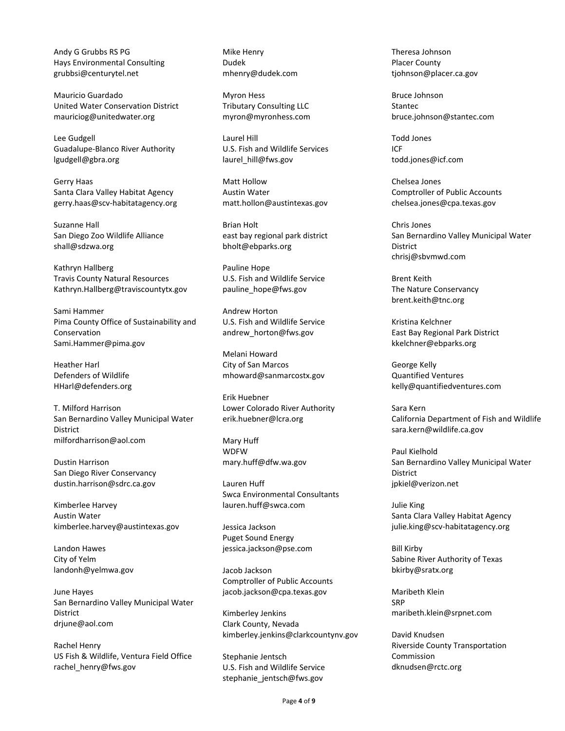Andy G Grubbs RS PG
Hays Environmental Consulting
grubbsi@centurytel.net

Mauricio Guardado
United Water Conservation District
mauriciog@unitedwater.org

Lee Gudgell
Guadalupe-Blanco River Authority
lgudgell@gbra.org

Gerry Haas
Santa Clara Valley Habitat Agency
gerry.haas@scv-habitatagency.org

Suzanne Hall
San Diego Zoo Wildlife Alliance
shall@sdzwa.org

Kathryn Hallberg
Travis County Natural Resources
Kathryn.Hallberg@traviscountytx.gov

Sami Hammer
Pima County Office of Sustainability and Conservation
Sami.Hammer@pima.gov

Heather Harl
Defenders of Wildlife
HHarl@defenders.org

T. Milford Harrison
San Bernardino Valley Municipal Water District
milfordharrison@aol.com

Dustin Harrison
San Diego River Conservancy
dustin.harrison@sdrc.ca.gov

Kimberlee Harvey
Austin Water
kimberlee.harvey@austintexas.gov

Landon Hawes
City of Yelm
landonh@yelmwa.gov

June Hayes
San Bernardino Valley Municipal Water District
drjune@aol.com

Rachel Henry
US Fish & Wildlife, Ventura Field Office
rachel_henry@fws.gov

Mike Henry
Dudek
mhenry@dudek.com

Myron Hess
Tributary Consulting LLC
myron@myronhess.com

Laurel Hill
U.S. Fish and Wildlife Services
laurel_hill@fws.gov

Matt Hollow
Austin Water
matt.hollon@austintexas.gov

Brian Holt
east bay regional park district
bholt@ebparks.org

Pauline Hope
U.S. Fish and Wildlife Service
pauline_hope@fws.gov

Andrew Horton
U.S. Fish and Wildlife Service
andrew_horton@fws.gov

Melani Howard
City of San Marcos
mhoward@sanmarcostx.gov

Erik Huebner
Lower Colorado River Authority
erik.huebner@lcra.org

Mary Huff
WDFW
mary.huff@dfw.wa.gov

Lauren Huff
Swca Environmental Consultants
lauren.huff@swca.com

Jessica Jackson
Puget Sound Energy
jessica.jackson@pse.com

Jacob Jackson
Comptroller of Public Accounts
jacob.jackson@cpa.texas.gov

Kimberley Jenkins
Clark County, Nevada
kimberley.jenkins@clarkcountynv.gov

Stephanie Jentsch
U.S. Fish and Wildlife Service
stephanie_jentsch@fws.gov

Theresa Johnson
Placer County
tjohnson@placer.ca.gov

Bruce Johnson
Stantec
bruce.johnson@stantec.com

Todd Jones
ICF
todd.jones@icf.com

Chelsea Jones
Comptroller of Public Accounts
chelsea.jones@cpa.texas.gov

Chris Jones
San Bernardino Valley Municipal Water District
chrisj@sbvmwd.com

Brent Keith
The Nature Conservancy
brent.keith@tnc.org

Kristina Kelchner
East Bay Regional Park District
kkelchner@ebparks.org

George Kelly
Quantified Ventures
kelly@quantifiedventures.com

Sara Kern
California Department of Fish and Wildlife
sara.kern@wildlife.ca.gov

Paul Kielhold
San Bernardino Valley Municipal Water District
jpkiel@verizon.net

Julie King
Santa Clara Valley Habitat Agency
julie.king@scv-habitatagency.org

Bill Kirby
Sabine River Authority of Texas
bkirby@sratx.org

Maribeth Klein
SRP
maribeth.klein@srpnet.com

David Knudsen
Riverside County Transportation Commission
dknudsen@rctc.org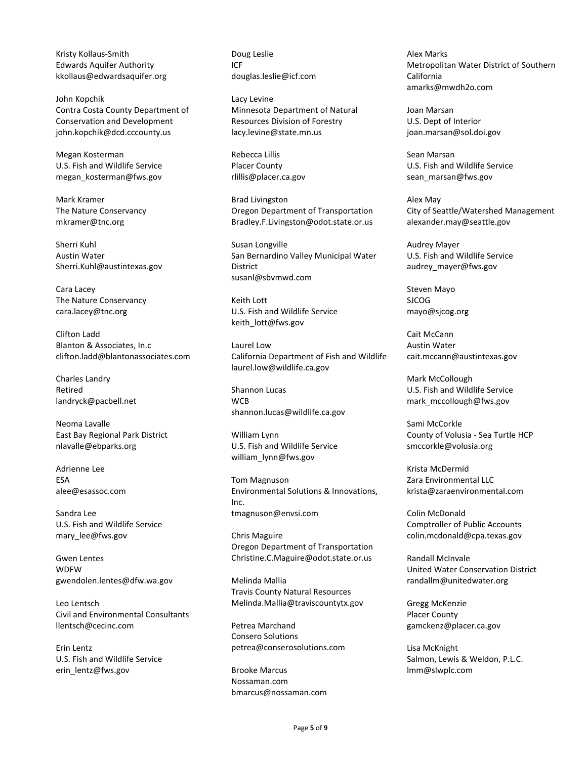Kristy Kollaus-Smith
Edwards Aquifer Authority
kkollaus@edwardsaquifer.org

John Kopchik
Contra Costa County Department of Conservation and Development
john.kopchik@dcd.cccounty.us

Megan Kosterman
U.S. Fish and Wildlife Service
megan_kosterman@fws.gov

Mark Kramer
The Nature Conservancy
mkramer@tnc.org

Sherri Kuhl
Austin Water
Sherri.Kuhl@austintexas.gov

Cara Lacey
The Nature Conservancy
cara.lacey@tnc.org

Clifton Ladd
Blanton & Associates, Inc.c
clifton.ladd@blantonassociates.com

Charles Landry
Retired
landryck@pacbell.net

Neoma Lavalle
East Bay Regional Park District
nlavalle@ebparks.org

Adrienne Lee
ESA
alee@esassoc.com

Sandra Lee
U.S. Fish and Wildlife Service
mary_lee@fws.gov

Gwen Lentes
WDFW
gwendolen.lentes@dfw.wa.gov

Leo Lentsch
Civil and Environmental Consultants
llentsch@cecinc.com

Erin Lentz
U.S. Fish and Wildlife Service
erin_lentz@fws.gov

Doug Leslie
ICF
douglas.leslie@icf.com

Lacy Levine
Minnesota Department of Natural Resources Division of Forestry
lacy.levine@state.mn.us

Rebecca Lillis
Placer County
rlillis@placer.ca.gov

Brad Livingston
Oregon Department of Transportation
Bradley.F.Livingston@odot.state.or.us

Susan Longville
San Bernardino Valley Municipal Water District
susanl@sbvmwd.com

Keith Lott
U.S. Fish and Wildlife Service
keith_lott@fws.gov

Laurel Low
California Department of Fish and Wildlife
laurel.low@wildlife.ca.gov

Shannon Lucas
WCB
shannon.lucas@wildlife.ca.gov

William Lynn
U.S. Fish and Wildlife Service
william_lynn@fws.gov

Tom Magnuson
Environmental Solutions & Innovations, Inc.
tmagnuson@envsi.com

Chris Maguire
Oregon Department of Transportation
Christine.C.Maguire@odot.state.or.us

Melinda Mallia
Travis County Natural Resources
Melinda.Mallia@traviscountytx.gov

Petrea Marchand
Consero Solutions
petrea@conserosolutions.com

Brooke Marcus
Nossaman.com
bmarcus@nossaman.com

Alex Marks
Metropolitan Water District of Southern California
amarks@mwdh2o.com

Joan Marsan
U.S. Dept of Interior
joan.marsan@sol.doi.gov

Sean Marsan
U.S. Fish and Wildlife Service
sean_marsan@fws.gov

Alex May
City of Seattle/Watershed Management
alexander.may@seattle.gov

Audrey Mayer
U.S. Fish and Wildlife Service
audrey_mayer@fws.gov

Steven Mayo
SJCOG
mayo@sjcog.org

Cait McCann
Austin Water
cait.mccann@austintexas.gov

Mark McCollough
U.S. Fish and Wildlife Service
mark_mccollough@fws.gov

Sami McCorkle
County of Volusia - Sea Turtle HCP
smccorkle@volusia.org

Krista McDermid
Zara Environmental LLC
krista@zaraenvironmental.com

Colin McDonald
Comptroller of Public Accounts
colin.mcdonald@cpa.texas.gov

Randall McInvale
United Water Conservation District
randallm@unitedwater.org

Gregg McKenzie
Placer County
gamckenz@placer.ca.gov

Lisa McKnight
Salmon, Lewis & Weldon, P.L.C.
lmm@slwplc.com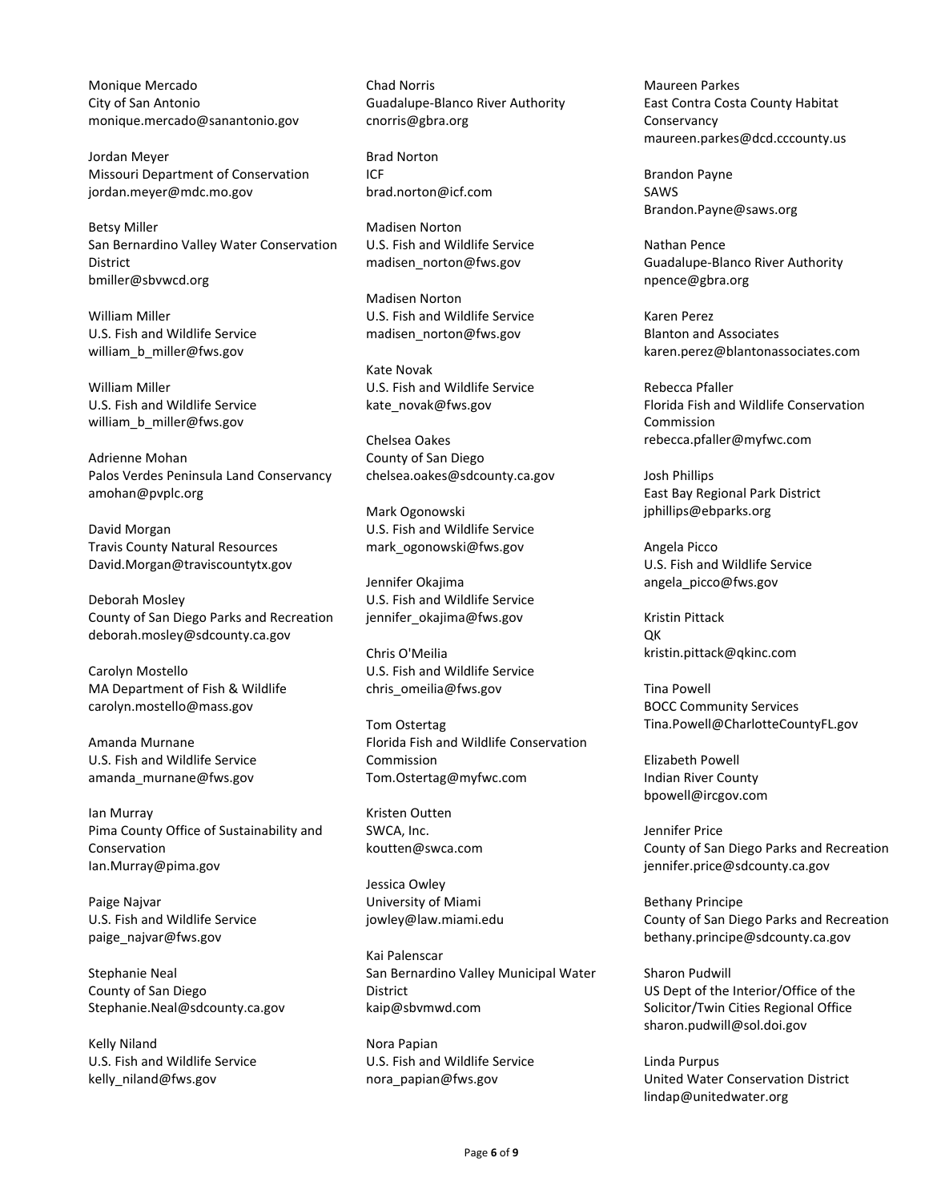Monique Mercado
City of San Antonio
monique.mercado@sanantonio.gov

Jordan Meyer
Missouri Department of Conservation
jordan.meyer@mdc.mo.gov

Betsy Miller
San Bernardino Valley Water Conservation District
bmiller@sbvwcd.org

William Miller
U.S. Fish and Wildlife Service
william_b_miller@fws.gov

William Miller
U.S. Fish and Wildlife Service
william_b_miller@fws.gov

Adrienne Mohan
Palos Verdes Peninsula Land Conservancy
amohan@pvplc.org

David Morgan
Travis County Natural Resources
David.Morgan@traviscountytx.gov

Deborah Mosley
County of San Diego Parks and Recreation
deborah.mosley@sdcounty.ca.gov

Carolyn Mostello
MA Department of Fish & Wildlife
carolyn.mostello@mass.gov

Amanda Murnane
U.S. Fish and Wildlife Service
amanda_murnane@fws.gov

Ian Murray
Pima County Office of Sustainability and Conservation
Ian.Murray@pima.gov

Paige Najvar
U.S. Fish and Wildlife Service
paige_najvar@fws.gov

Stephanie Neal
County of San Diego
Stephanie.Neal@sdcounty.ca.gov

Kelly Niland
U.S. Fish and Wildlife Service
kelly_niland@fws.gov

Chad Norris
Guadalupe-Blanco River Authority
cnorris@gbra.org

Brad Norton
ICF
brad.norton@icf.com

Madisen Norton
U.S. Fish and Wildlife Service
madisen_norton@fws.gov

Madisen Norton
U.S. Fish and Wildlife Service
madisen_norton@fws.gov

Kate Novak
U.S. Fish and Wildlife Service
kate_novak@fws.gov

Chelsea Oakes
County of San Diego
chelsea.oakes@sdcounty.ca.gov

Mark Ogonowski
U.S. Fish and Wildlife Service
mark_ogonowski@fws.gov

Jennifer Okajima
U.S. Fish and Wildlife Service
jennifer_okajima@fws.gov

Chris O'Meilia
U.S. Fish and Wildlife Service
chris_omeilia@fws.gov

Tom Ostertag
Florida Fish and Wildlife Conservation Commission
Tom.Ostertag@myfwc.com

Kristen Outten
SWCA, Inc.
koutten@swca.com

Jessica Owley
University of Miami
jowley@law.miami.edu

Kai Palenscar
San Bernardino Valley Municipal Water District
kaip@sbvmwd.com

Nora Papian
U.S. Fish and Wildlife Service
nora_papian@fws.gov

Maureen Parkes
East Contra Costa County Habitat Conservancy
maureen.parkes@dcd.cccounty.us

Brandon Payne
SAWS
Brandon.Payne@saws.org

Nathan Pence
Guadalupe-Blanco River Authority
npence@gbra.org

Karen Perez
Blanton and Associates
karen.perez@blantonassociates.com

Rebecca Pfaller
Florida Fish and Wildlife Conservation Commission
rebecca.pfaller@myfwc.com

Josh Phillips
East Bay Regional Park District
jphillips@ebparks.org

Angela Picco
U.S. Fish and Wildlife Service
angela_picco@fws.gov

Kristin Pittack
QK
kristin.pittack@qkinc.com

Tina Powell
BOCC Community Services
Tina.Powell@CharlotteCountyFL.gov

Elizabeth Powell
Indian River County
bpowell@ircgov.com

Jennifer Price
County of San Diego Parks and Recreation
jennifer.price@sdcounty.ca.gov

Bethany Principe
County of San Diego Parks and Recreation
bethany.principe@sdcounty.ca.gov

Sharon Pudwill
US Dept of the Interior/Office of the Solicitor/Twin Cities Regional Office
sharon.pudwill@sol.doi.gov

Linda Purpus
United Water Conservation District
lindap@unitedwater.org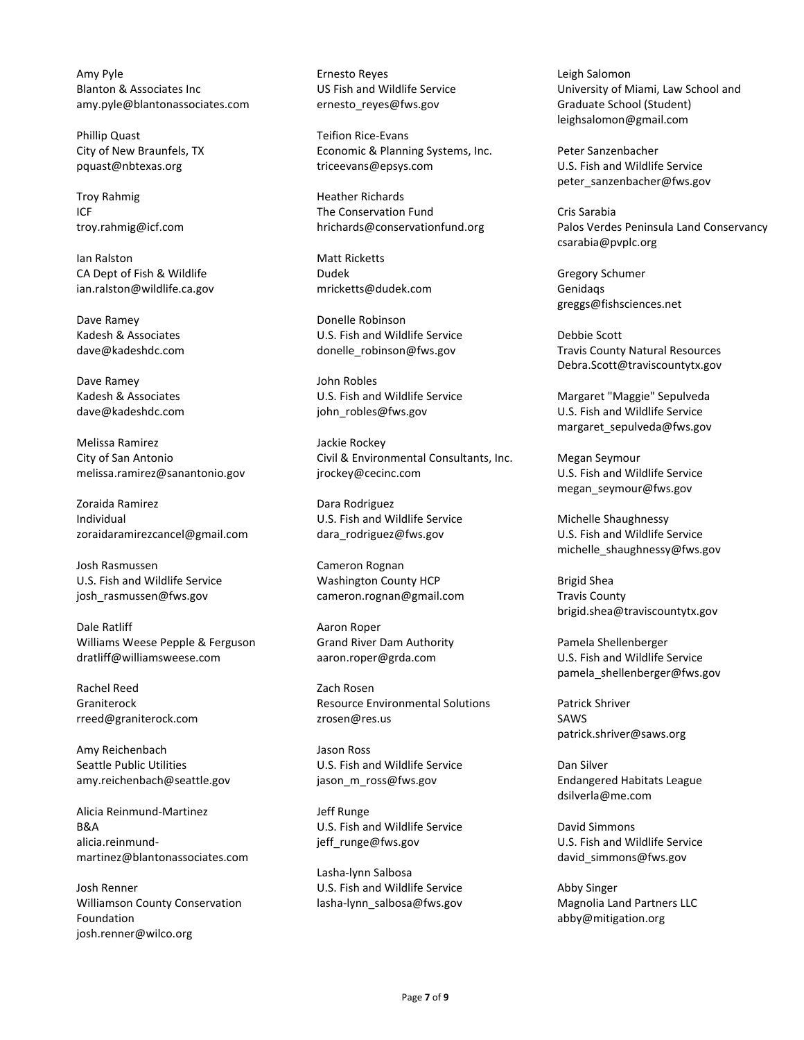Amy Pyle
Blanton & Associates Inc
amy.pyle@blantonassociates.com

Phillip Quast
City of New Braunfels, TX
pquast@nbtexas.org

Troy Rahmig
ICF
troy.rahmig@icf.com

Ian Ralston
CA Dept of Fish & Wildlife
ian.ralston@wildlife.ca.gov

Dave Ramey
Kadesh & Associates
dave@kadeshdc.com

Dave Ramey
Kadesh & Associates
dave@kadeshdc.com

Melissa Ramirez
City of San Antonio
melissa.ramirez@sanantonio.gov

Zoraida Ramirez
Individual
zoraidaramirezcancel@gmail.com

Josh Rasmussen
U.S. Fish and Wildlife Service
josh_rasmussen@fws.gov

Dale Ratliff
Williams Weese Pepple & Ferguson
dratliff@williamsweese.com

Rachel Reed
Graniterock
rreed@graniterock.com

Amy Reichenbach
Seattle Public Utilities
amy.reichenbach@seattle.gov

Alicia Reinmund-Martinez
B&A
alicia.reinmund-martinez@blantonassociates.com

Josh Renner
Williamson County Conservation Foundation
josh.renner@wilco.org

Ernesto Reyes
US Fish and Wildlife Service
ernesto_reyes@fws.gov

Teifion Rice-Evans
Economic & Planning Systems, Inc.
triceevans@epsys.com

Heather Richards
The Conservation Fund
hrichards@conservationfund.org

Matt Ricketts
Dudek
mricketts@dudek.com

Donelle Robinson
U.S. Fish and Wildlife Service
donelle_robinson@fws.gov

John Robles
U.S. Fish and Wildlife Service
john_robles@fws.gov

Jackie Rockey
Civil & Environmental Consultants, Inc.
jrockey@cecinc.com

Dara Rodriguez
U.S. Fish and Wildlife Service
dara_rodriguez@fws.gov

Cameron Rognan
Washington County HCP
cameron.rognan@gmail.com

Aaron Roper
Grand River Dam Authority
aaron.roper@grda.com

Zach Rosen
Resource Environmental Solutions
zrosen@res.us

Jason Ross
U.S. Fish and Wildlife Service
jason_m_ross@fws.gov

Jeff Runge
U.S. Fish and Wildlife Service
jeff_runge@fws.gov

Lasha-lynn Salbosa
U.S. Fish and Wildlife Service
lasha-lynn_salbosa@fws.gov

Leigh Salomon
University of Miami, Law School and Graduate School (Student)
leighsalomon@gmail.com

Peter Sanzenbacher
U.S. Fish and Wildlife Service
peter_sanzenbacher@fws.gov

Cris Sarabia
Palos Verdes Peninsula Land Conservancy
csarabia@pvplc.org

Gregory Schumer
Genidaqs
greggs@fishsciences.net

Debbie Scott
Travis County Natural Resources
Debra.Scott@traviscountytx.gov

Margaret "Maggie" Sepulveda
U.S. Fish and Wildlife Service
margaret_sepulveda@fws.gov

Megan Seymour
U.S. Fish and Wildlife Service
megan_seymour@fws.gov

Michelle Shaughnessy
U.S. Fish and Wildlife Service
michelle_shaughnessy@fws.gov

Brigid Shea
Travis County
brigid.shea@traviscountytx.gov

Pamela Shellenberger
U.S. Fish and Wildlife Service
pamela_shellenberger@fws.gov

Patrick Shriver
SAWS
patrick.shriver@saws.org

Dan Silver
Endangered Habitats League
dsilverla@me.com

David Simmons
U.S. Fish and Wildlife Service
david_simmons@fws.gov

Abby Singer
Magnolia Land Partners LLC
abby@mitigation.org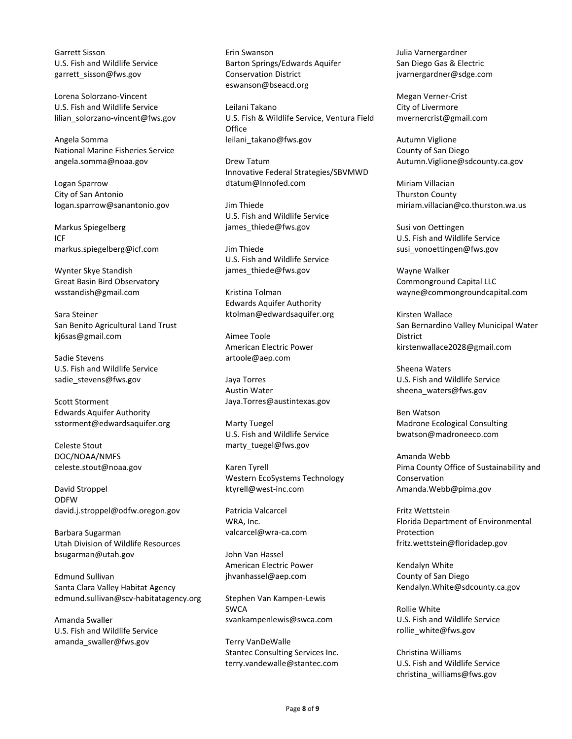Garrett Sisson
U.S. Fish and Wildlife Service
garrett_sisson@fws.gov

Lorena Solorzano-Vincent
U.S. Fish and Wildlife Service
lilian_solorzano-vincent@fws.gov

Angela Somma
National Marine Fisheries Service
angela.somma@noaa.gov

Logan Sparrow
City of San Antonio
logan.sparrow@sanantonio.gov

Markus Spiegelberg
ICF
markus.spiegelberg@icf.com

Wynter Skye Standish
Great Basin Bird Observatory
wsstandish@gmail.com

Sara Steiner
San Benito Agricultural Land Trust
kj6sas@gmail.com

Sadie Stevens
U.S. Fish and Wildlife Service
sadie_stevens@fws.gov

Scott Storment
Edwards Aquifer Authority
sstorment@edwardsaquifer.org

Celeste Stout
DOC/NOAA/NMFS
celeste.stout@noaa.gov

David Stroppel
ODFW
david.j.stroppel@odfw.oregon.gov

Barbara Sugarman
Utah Division of Wildlife Resources
bsugarman@utah.gov

Edmund Sullivan
Santa Clara Valley Habitat Agency
edmund.sullivan@scv-habitatagency.org

Amanda Swaller
U.S. Fish and Wildlife Service
amanda_swaller@fws.gov

Erin Swanson
Barton Springs/Edwards Aquifer Conservation District
eswanson@bseacd.org

Leilani Takano
U.S. Fish & Wildlife Service, Ventura Field Office
leilani_takano@fws.gov

Drew Tatum
Innovative Federal Strategies/SBVMWD
dtatum@Innofed.com

Jim Thiede
U.S. Fish and Wildlife Service
james_thiede@fws.gov

Jim Thiede
U.S. Fish and Wildlife Service
james_thiede@fws.gov

Kristina Tolman
Edwards Aquifer Authority
ktolman@edwardsaquifer.org

Aimee Toole
American Electric Power
artoole@aep.com

Jaya Torres
Austin Water
Jaya.Torres@austintexas.gov

Marty Tuegel
U.S. Fish and Wildlife Service
marty_tuegel@fws.gov

Karen Tyrell
Western EcoSystems Technology
ktyrell@west-inc.com

Patricia Valcarcel
WRA, Inc.
valcarcel@wra-ca.com

John Van Hassel
American Electric Power
jhvanhassel@aep.com

Stephen Van Kampen-Lewis
SWCA
svankampenlewis@swca.com

Terry VanDeWalle
Stantec Consulting Services Inc.
terry.vandewalle@stantec.com

Julia Varnergardner
San Diego Gas & Electric
jvarnergardner@sdge.com

Megan Verner-Crist
City of Livermore
mvernercrist@gmail.com

Autumn Viglione
County of San Diego
Autumn.Viglione@sdcounty.ca.gov

Miriam Villacian
Thurston County
miriam.villacian@co.thurston.wa.us

Susi von Oettingen
U.S. Fish and Wildlife Service
susi_vonoettingen@fws.gov

Wayne Walker
Commonground Capital LLC
wayne@commongroundcapital.com

Kirsten Wallace
San Bernardino Valley Municipal Water District
kirstenwallace2028@gmail.com

Sheena Waters
U.S. Fish and Wildlife Service
sheena_waters@fws.gov

Ben Watson
Madrone Ecological Consulting
bwatson@madroneeco.com

Amanda Webb
Pima County Office of Sustainability and Conservation
Amanda.Webb@pima.gov

Fritz Wettstein
Florida Department of Environmental Protection
fritz.wettstein@floridadep.gov

Kendalyn White
County of San Diego
Kendalyn.White@sdcounty.ca.gov

Rollie White
U.S. Fish and Wildlife Service
rollie_white@fws.gov

Christina Williams
U.S. Fish and Wildlife Service
christina_williams@fws.gov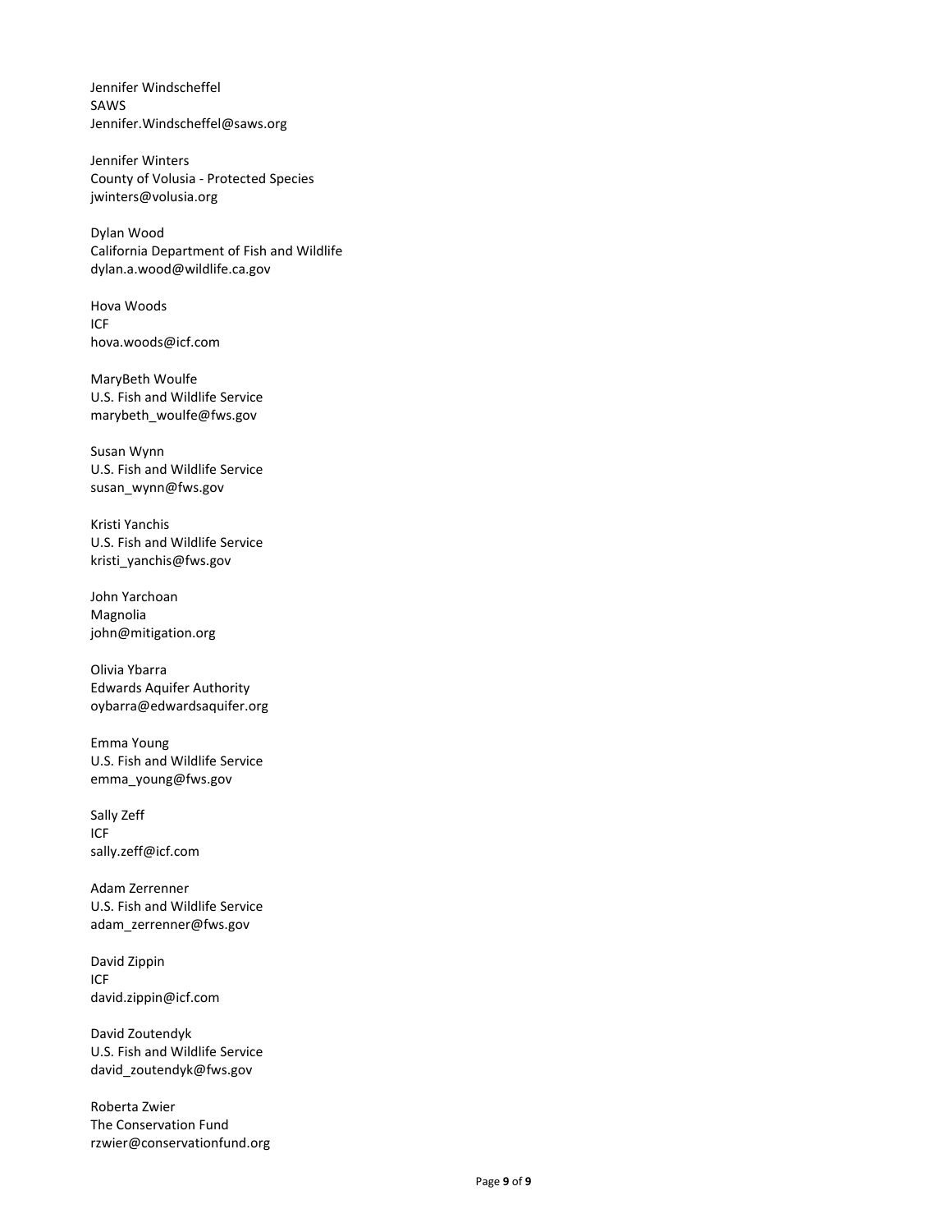Jennifer Windscheffel
SAWS
Jennifer.Windscheffel@saws.org

Jennifer Winters
County of Volusia - Protected Species
jwinters@volusia.org

Dylan Wood
California Department of Fish and Wildlife
dylan.a.wood@wildlife.ca.gov

Hova Woods
ICF
hova.woods@icf.com

MaryBeth Woulfe
U.S. Fish and Wildlife Service
marybeth_woulfe@fws.gov

Susan Wynn
U.S. Fish and Wildlife Service
susan_wynn@fws.gov

Kristi Yanchis
U.S. Fish and Wildlife Service
kristi_yanchis@fws.gov

John Yarchoan
Magnolia
john@mitigation.org

Olivia Ybarra
Edwards Aquifer Authority
oybarra@edwardsaquifer.org

Emma Young
U.S. Fish and Wildlife Service
emma_young@fws.gov

Sally Zeff
ICF
sally.zeff@icf.com

Adam Zerrenner
U.S. Fish and Wildlife Service
adam_zerrenner@fws.gov

David Zippin
ICF
david.zippin@icf.com

David Zoutendyk
U.S. Fish and Wildlife Service
david_zoutendyk@fws.gov

Roberta Zwier
The Conservation Fund
rzwier@conservationfund.org